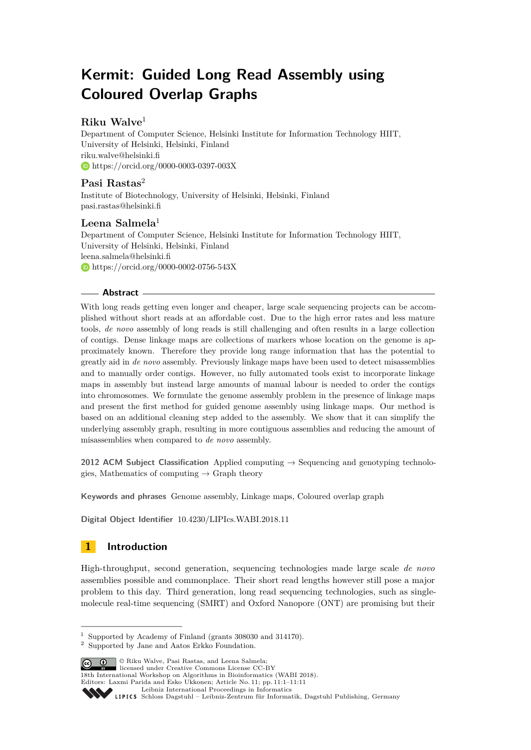# Kermit: Guided Long Read Assembly using Coloured Overlap Graphs

## Riku Walve[1]

Department of Computer Science, Helsinki Institute for Information Technology HIIT, University of Helsinki, Helsinki, Finland
riku.walve@helsinki.fi
https://orcid.org/0000-0003-0397-003X

## Pasi Rastas[2]

Institute of Biotechnology, University of Helsinki, Helsinki, Finland
pasi.rastas@helsinki.fi

## Leena Salmela[1]

Department of Computer Science, Helsinki Institute for Information Technology HIIT, University of Helsinki, Helsinki, Finland
leena.salmela@helsinki.fi
https://orcid.org/0000-0002-0756-543X

### Abstract

With long reads getting even longer and cheaper, large scale sequencing projects can be accomplished without short reads at an affordable cost. Due to the high error rates and less mature tools, *de novo* assembly of long reads is still challenging and often results in a large collection of contigs. Dense linkage maps are collections of markers whose location on the genome is approximately known. Therefore they provide long range information that has the potential to greatly aid in *de novo* assembly. Previously linkage maps have been used to detect misassemblies and to manually order contigs. However, no fully automated tools exist to incorporate linkage maps in assembly but instead large amounts of manual labour is needed to order the contigs into chromosomes. We formulate the genome assembly problem in the presence of linkage maps and present the first method for guided genome assembly using linkage maps. Our method is based on an additional cleaning step added to the assembly. We show that it can simplify the underlying assembly graph, resulting in more contiguous assemblies and reducing the amount of misassemblies when compared to *de novo* assembly.

**2012 ACM Subject Classification** Applied computing → Sequencing and genotyping technologies, Mathematics of computing → Graph theory

**Keywords and phrases** Genome assembly, Linkage maps, Coloured overlap graph

**Digital Object Identifier** 10.4230/LIPIcs.WABI.2018.11

## 1 Introduction

High-throughput, second generation, sequencing technologies made large scale *de novo* assemblies possible and commonplace. Their short read lengths however still pose a major problem to this day. Third generation, long read sequencing technologies, such as single-molecule real-time sequencing (SMRT) and Oxford Nanopore (ONT) are promising but their

---

[1] Supported by Academy of Finland (grants 308030 and 314170).
[2] Supported by Jane and Aatos Erkko Foundation.

© Riku Walve, Pasi Rastas, and Leena Salmela; licensed under Creative Commons License CC-BY
18th International Workshop on Algorithms in Bioinformatics (WABI 2018).
Editors: Laxmi Parida and Esko Ukkonen; Article No. 11; pp. 11:1–11:11
Leibniz International Proceedings in Informatics
Schloss Dagstuhl – Leibniz-Zentrum für Informatik, Dagstuhl Publishing, Germany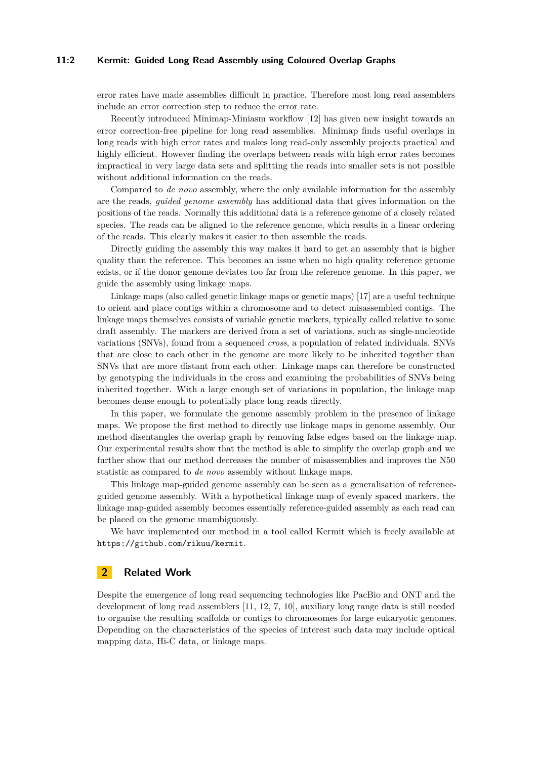error rates have made assemblies difficult in practice. Therefore most long read assemblers include an error correction step to reduce the error rate.

Recently introduced Minimap-Miniasm workflow [12] has given new insight towards an error correction-free pipeline for long read assemblies. Minimap finds useful overlaps in long reads with high error rates and makes long read-only assembly projects practical and highly efficient. However finding the overlaps between reads with high error rates becomes impractical in very large data sets and splitting the reads into smaller sets is not possible without additional information on the reads.

Compared to *de novo* assembly, where the only available information for the assembly are the reads, *guided genome assembly* has additional data that gives information on the positions of the reads. Normally this additional data is a reference genome of a closely related species. The reads can be aligned to the reference genome, which results in a linear ordering of the reads. This clearly makes it easier to then assemble the reads.

Directly guiding the assembly this way makes it hard to get an assembly that is higher quality than the reference. This becomes an issue when no high quality reference genome exists, or if the donor genome deviates too far from the reference genome. In this paper, we guide the assembly using linkage maps.

Linkage maps (also called genetic linkage maps or genetic maps) [17] are a useful technique to orient and place contigs within a chromosome and to detect misassembled contigs. The linkage maps themselves consists of variable genetic markers, typically called relative to some draft assembly. The markers are derived from a set of variations, such as single-nucleotide variations (SNVs), found from a sequenced *cross*, a population of related individuals. SNVs that are close to each other in the genome are more likely to be inherited together than SNVs that are more distant from each other. Linkage maps can therefore be constructed by genotyping the individuals in the cross and examining the probabilities of SNVs being inherited together. With a large enough set of variations in population, the linkage map becomes dense enough to potentially place long reads directly.

In this paper, we formulate the genome assembly problem in the presence of linkage maps. We propose the first method to directly use linkage maps in genome assembly. Our method disentangles the overlap graph by removing false edges based on the linkage map. Our experimental results show that the method is able to simplify the overlap graph and we further show that our method decreases the number of misassemblies and improves the N50 statistic as compared to *de novo* assembly without linkage maps.

This linkage map-guided genome assembly can be seen as a generalisation of reference-guided genome assembly. With a hypothetical linkage map of evenly spaced markers, the linkage map-guided assembly becomes essentially reference-guided assembly as each read can be placed on the genome unambiguously.

We have implemented our method in a tool called Kermit which is freely available at `https://github.com/rikuu/kermit`.

## 2 Related Work

Despite the emergence of long read sequencing technologies like PacBio and ONT and the development of long read assemblers [11, 12, 7, 10], auxiliary long range data is still needed to organise the resulting scaffolds or contigs to chromosomes for large eukaryotic genomes. Depending on the characteristics of the species of interest such data may include optical mapping data, Hi-C data, or linkage maps.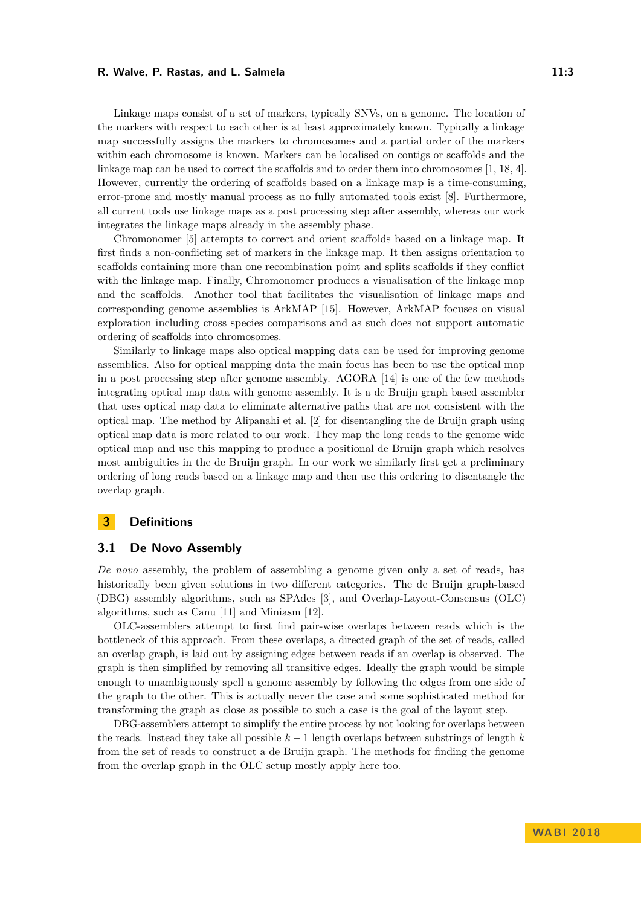Linkage maps consist of a set of markers, typically SNVs, on a genome. The location of the markers with respect to each other is at least approximately known. Typically a linkage map successfully assigns the markers to chromosomes and a partial order of the markers within each chromosome is known. Markers can be localised on contigs or scaffolds and the linkage map can be used to correct the scaffolds and to order them into chromosomes [1, 18, 4]. However, currently the ordering of scaffolds based on a linkage map is a time-consuming, error-prone and mostly manual process as no fully automated tools exist [8]. Furthermore, all current tools use linkage maps as a post processing step after assembly, whereas our work integrates the linkage maps already in the assembly phase.

Chromonomer [5] attempts to correct and orient scaffolds based on a linkage map. It first finds a non-conflicting set of markers in the linkage map. It then assigns orientation to scaffolds containing more than one recombination point and splits scaffolds if they conflict with the linkage map. Finally, Chromonomer produces a visualisation of the linkage map and the scaffolds. Another tool that facilitates the visualisation of linkage maps and corresponding genome assemblies is ArkMAP [15]. However, ArkMAP focuses on visual exploration including cross species comparisons and as such does not support automatic ordering of scaffolds into chromosomes.

Similarly to linkage maps also optical mapping data can be used for improving genome assemblies. Also for optical mapping data the main focus has been to use the optical map in a post processing step after genome assembly. AGORA [14] is one of the few methods integrating optical map data with genome assembly. It is a de Bruijn graph based assembler that uses optical map data to eliminate alternative paths that are not consistent with the optical map. The method by Alipanahi et al. [2] for disentangling the de Bruijn graph using optical map data is more related to our work. They map the long reads to the genome wide optical map and use this mapping to produce a positional de Bruijn graph which resolves most ambiguities in the de Bruijn graph. In our work we similarly first get a preliminary ordering of long reads based on a linkage map and then use this ordering to disentangle the overlap graph.

## 3 Definitions

### 3.1 De Novo Assembly

*De novo* assembly, the problem of assembling a genome given only a set of reads, has historically been given solutions in two different categories. The de Bruijn graph-based (DBG) assembly algorithms, such as SPAdes [3], and Overlap-Layout-Consensus (OLC) algorithms, such as Canu [11] and Miniasm [12].

OLC-assemblers attempt to first find pair-wise overlaps between reads which is the bottleneck of this approach. From these overlaps, a directed graph of the set of reads, called an overlap graph, is laid out by assigning edges between reads if an overlap is observed. The graph is then simplified by removing all transitive edges. Ideally the graph would be simple enough to unambiguously spell a genome assembly by following the edges from one side of the graph to the other. This is actually never the case and some sophisticated method for transforming the graph as close as possible to such a case is the goal of the layout step.

DBG-assemblers attempt to simplify the entire process by not looking for overlaps between the reads. Instead they take all possible $k-1$ length overlaps between substrings of length $k$ from the set of reads to construct a de Bruijn graph. The methods for finding the genome from the overlap graph in the OLC setup mostly apply here too.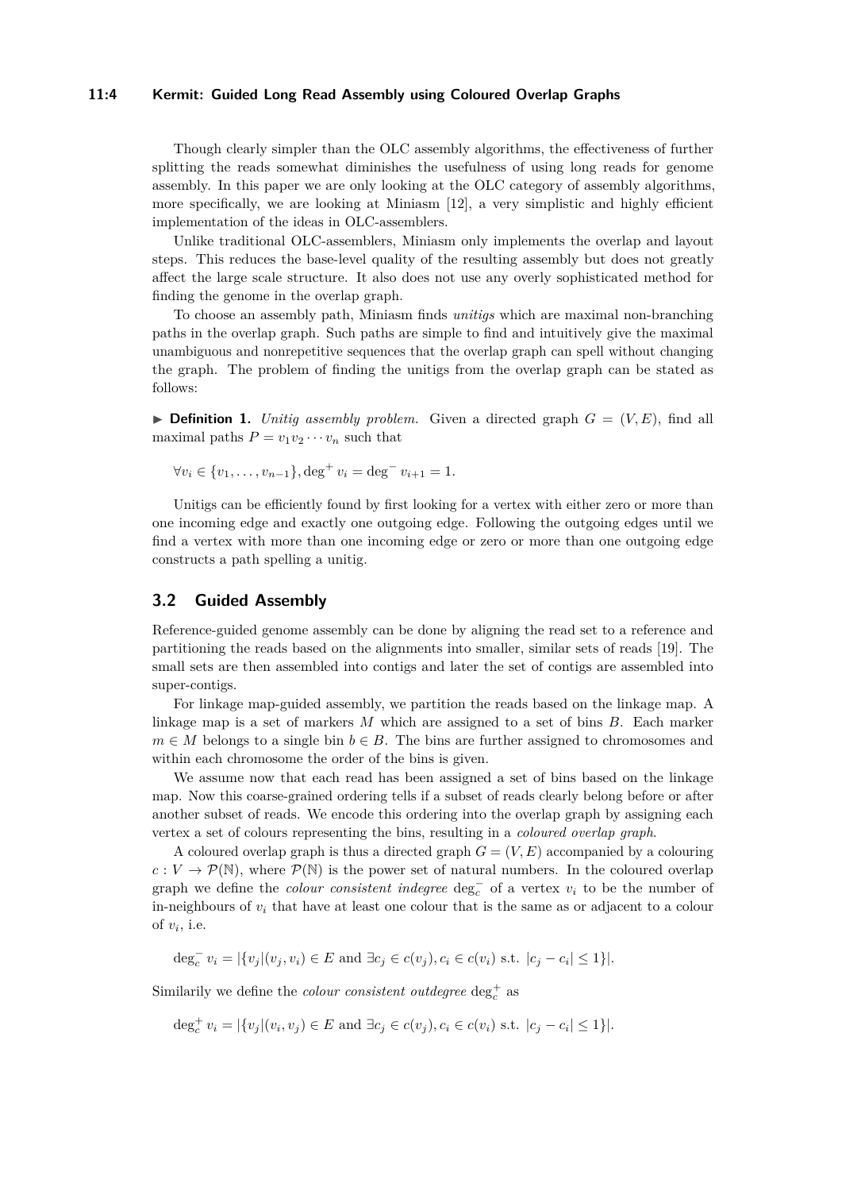Though clearly simpler than the OLC assembly algorithms, the effectiveness of further splitting the reads somewhat diminishes the usefulness of using long reads for genome assembly. In this paper we are only looking at the OLC category of assembly algorithms, more specifically, we are looking at Miniasm [12], a very simplistic and highly efficient implementation of the ideas in OLC-assemblers.

Unlike traditional OLC-assemblers, Miniasm only implements the overlap and layout steps. This reduces the base-level quality of the resulting assembly but does not greatly affect the large scale structure. It also does not use any overly sophisticated method for finding the genome in the overlap graph.

To choose an assembly path, Miniasm finds *unitigs* which are maximal non-branching paths in the overlap graph. Such paths are simple to find and intuitively give the maximal unambiguous and nonrepetitive sequences that the overlap graph can spell without changing the graph. The problem of finding the unitigs from the overlap graph can be stated as follows:

▶ **Definition 1.** *Unitig assembly problem.* Given a directed graph $G = (V, E)$, find all maximal paths $P = v_1 v_2 \cdots v_n$ such that

$$\forall v_i \in \{v_1, \ldots, v_{n-1}\}, \deg^+ v_i = \deg^- v_{i+1} = 1.$$

Unitigs can be efficiently found by first looking for a vertex with either zero or more than one incoming edge and exactly one outgoing edge. Following the outgoing edges until we find a vertex with more than one incoming edge or zero or more than one outgoing edge constructs a path spelling a unitig.

## 3.2 Guided Assembly

Reference-guided genome assembly can be done by aligning the read set to a reference and partitioning the reads based on the alignments into smaller, similar sets of reads [19]. The small sets are then assembled into contigs and later the set of contigs are assembled into super-contigs.

For linkage map-guided assembly, we partition the reads based on the linkage map. A linkage map is a set of markers $M$ which are assigned to a set of bins $B$. Each marker $m \in M$ belongs to a single bin $b \in B$. The bins are further assigned to chromosomes and within each chromosome the order of the bins is given.

We assume now that each read has been assigned a set of bins based on the linkage map. Now this coarse-grained ordering tells if a subset of reads clearly belong before or after another subset of reads. We encode this ordering into the overlap graph by assigning each vertex a set of colours representing the bins, resulting in a *coloured overlap graph*.

A coloured overlap graph is thus a directed graph $G = (V, E)$ accompanied by a colouring $c : V \to \mathcal{P}(\mathbb{N})$, where $\mathcal{P}(\mathbb{N})$ is the power set of natural numbers. In the coloured overlap graph we define the *colour consistent indegree* $\deg_c^-$ of a vertex $v_i$ to be the number of in-neighbours of $v_i$ that have at least one colour that is the same as or adjacent to a colour of $v_i$, i.e.

$$\deg_c^- v_i = |\{v_j | (v_j, v_i) \in E \text{ and } \exists c_j \in c(v_j), c_i \in c(v_i) \text{ s.t. } |c_j - c_i| \leq 1\}|.$$

Similarily we define the *colour consistent outdegree* $\deg_c^+$ as

$$\deg_c^+ v_i = |\{v_j | (v_i, v_j) \in E \text{ and } \exists c_j \in c(v_j), c_i \in c(v_i) \text{ s.t. } |c_j - c_i| \leq 1\}|.$$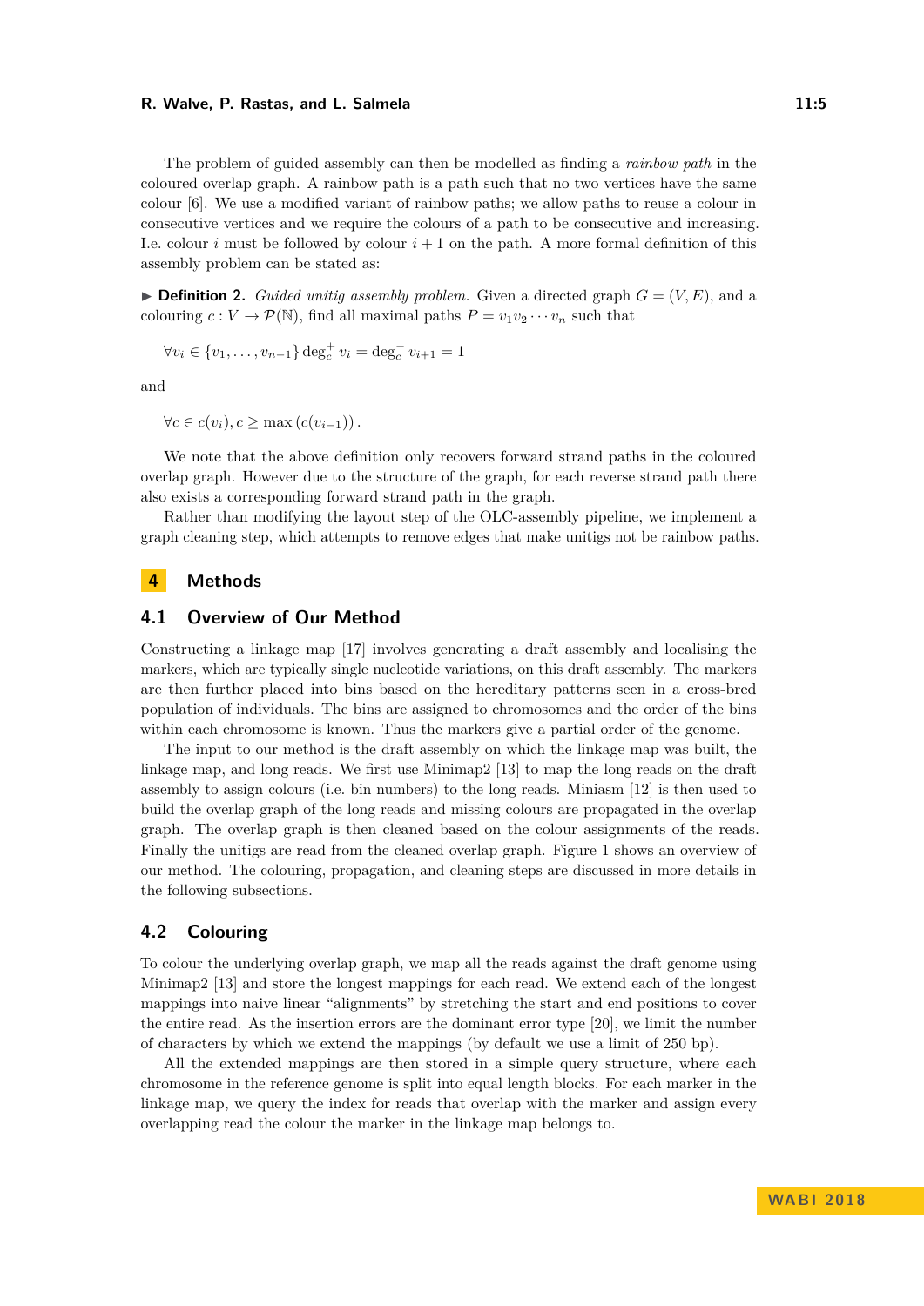The problem of guided assembly can then be modelled as finding a *rainbow path* in the coloured overlap graph. A rainbow path is a path such that no two vertices have the same colour [6]. We use a modified variant of rainbow paths; we allow paths to reuse a colour in consecutive vertices and we require the colours of a path to be consecutive and increasing. I.e. colour $i$ must be followed by colour $i+1$ on the path. A more formal definition of this assembly problem can be stated as:

▶ **Definition 2.** *Guided unitig assembly problem.* Given a directed graph $G = (V, E)$, and a colouring $c : V \to \mathcal{P}(\mathbb{N})$, find all maximal paths $P = v_1 v_2 \cdots v_n$ such that

$$\forall v_i \in \{v_1, \ldots, v_{n-1}\}\ \deg_c^+ v_i = \deg_c^- v_{i+1} = 1$$

and

$$\forall c \in c(v_i), c \geq \max\left(c(v_{i-1})\right).$$

We note that the above definition only recovers forward strand paths in the coloured overlap graph. However due to the structure of the graph, for each reverse strand path there also exists a corresponding forward strand path in the graph.

Rather than modifying the layout step of the OLC-assembly pipeline, we implement a graph cleaning step, which attempts to remove edges that make unitigs not be rainbow paths.

# 4 Methods

## 4.1 Overview of Our Method

Constructing a linkage map [17] involves generating a draft assembly and localising the markers, which are typically single nucleotide variations, on this draft assembly. The markers are then further placed into bins based on the hereditary patterns seen in a cross-bred population of individuals. The bins are assigned to chromosomes and the order of the bins within each chromosome is known. Thus the markers give a partial order of the genome.

The input to our method is the draft assembly on which the linkage map was built, the linkage map, and long reads. We first use Minimap2 [13] to map the long reads on the draft assembly to assign colours (i.e. bin numbers) to the long reads. Miniasm [12] is then used to build the overlap graph of the long reads and missing colours are propagated in the overlap graph. The overlap graph is then cleaned based on the colour assignments of the reads. Finally the unitigs are read from the cleaned overlap graph. Figure 1 shows an overview of our method. The colouring, propagation, and cleaning steps are discussed in more details in the following subsections.

## 4.2 Colouring

To colour the underlying overlap graph, we map all the reads against the draft genome using Minimap2 [13] and store the longest mappings for each read. We extend each of the longest mappings into naive linear "alignments" by stretching the start and end positions to cover the entire read. As the insertion errors are the dominant error type [20], we limit the number of characters by which we extend the mappings (by default we use a limit of 250 bp).

All the extended mappings are then stored in a simple query structure, where each chromosome in the reference genome is split into equal length blocks. For each marker in the linkage map, we query the index for reads that overlap with the marker and assign every overlapping read the colour the marker in the linkage map belongs to.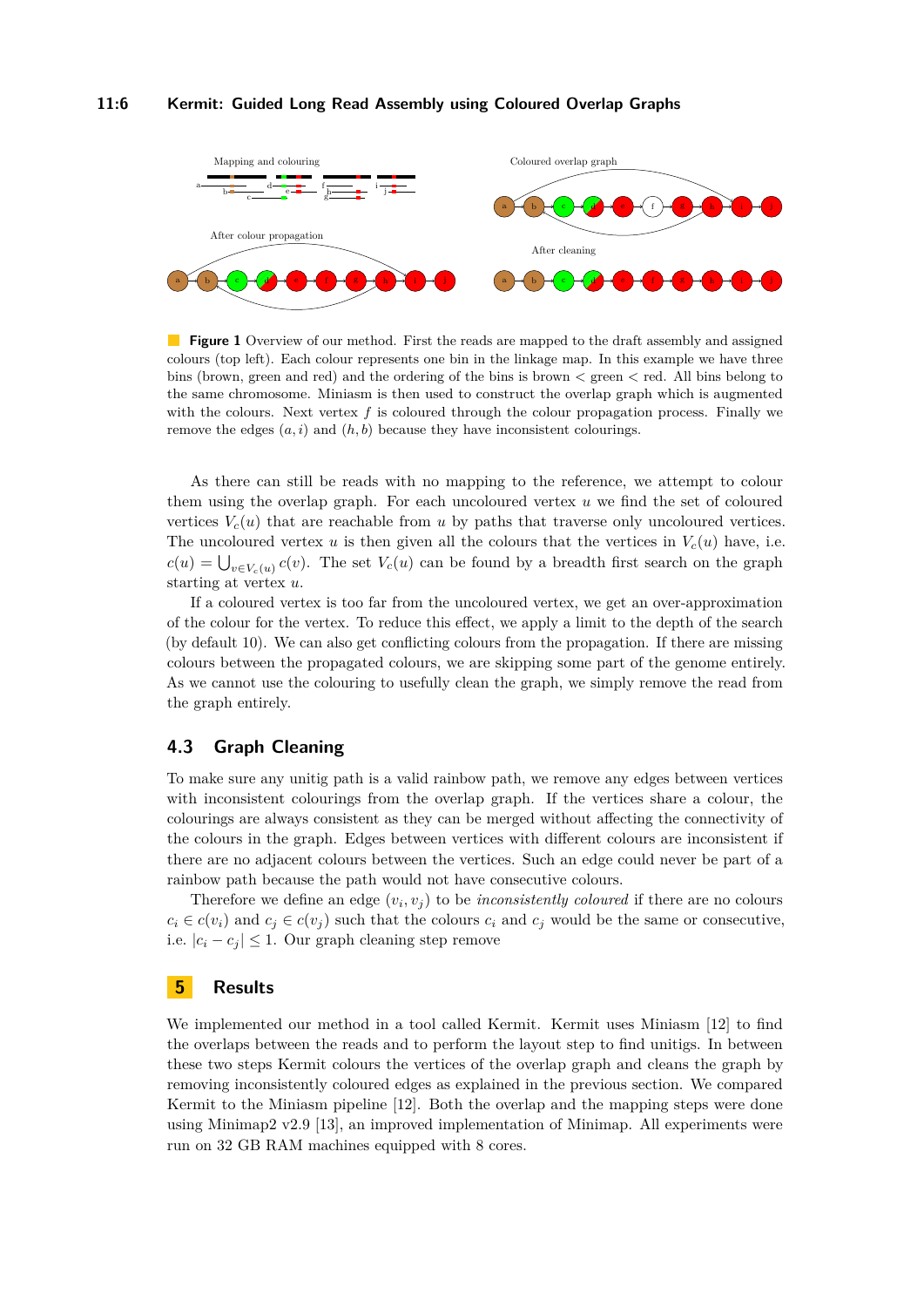**Figure 1** Overview of our method. First the reads are mapped to the draft assembly and assigned colours (top left). Each colour represents one bin in the linkage map. In this example we have three bins (brown, green and red) and the ordering of the bins is brown < green < red. All bins belong to the same chromosome. Miniasm is then used to construct the overlap graph which is augmented with the colours. Next vertex $f$ is coloured through the colour propagation process. Finally we remove the edges $(a, i)$ and $(h, b)$ because they have inconsistent colourings.

As there can still be reads with no mapping to the reference, we attempt to colour them using the overlap graph. For each uncoloured vertex $u$ we find the set of coloured vertices $V_c(u)$ that are reachable from $u$ by paths that traverse only uncoloured vertices. The uncoloured vertex $u$ is then given all the colours that the vertices in $V_c(u)$ have, i.e. $c(u) = \bigcup_{v \in V_c(u)} c(v)$. The set $V_c(u)$ can be found by a breadth first search on the graph starting at vertex $u$.

If a coloured vertex is too far from the uncoloured vertex, we get an over-approximation of the colour for the vertex. To reduce this effect, we apply a limit to the depth of the search (by default 10). We can also get conflicting colours from the propagation. If there are missing colours between the propagated colours, we are skipping some part of the genome entirely. As we cannot use the colouring to usefully clean the graph, we simply remove the read from the graph entirely.

### 4.3 Graph Cleaning

To make sure any unitig path is a valid rainbow path, we remove any edges between vertices with inconsistent colourings from the overlap graph. If the vertices share a colour, the colourings are always consistent as they can be merged without affecting the connectivity of the colours in the graph. Edges between vertices with different colours are inconsistent if there are no adjacent colours between the vertices. Such an edge could never be part of a rainbow path because the path would not have consecutive colours.

Therefore we define an edge $(v_i, v_j)$ to be *inconsistently coloured* if there are no colours $c_i \in c(v_i)$ and $c_j \in c(v_j)$ such that the colours $c_i$ and $c_j$ would be the same or consecutive, i.e. $|c_i - c_j| \leq 1$. Our graph cleaning step remove

## 5 Results

We implemented our method in a tool called Kermit. Kermit uses Miniasm [12] to find the overlaps between the reads and to perform the layout step to find unitigs. In between these two steps Kermit colours the vertices of the overlap graph and cleans the graph by removing inconsistently coloured edges as explained in the previous section. We compared Kermit to the Miniasm pipeline [12]. Both the overlap and the mapping steps were done using Minimap2 v2.9 [13], an improved implementation of Minimap. All experiments were run on 32 GB RAM machines equipped with 8 cores.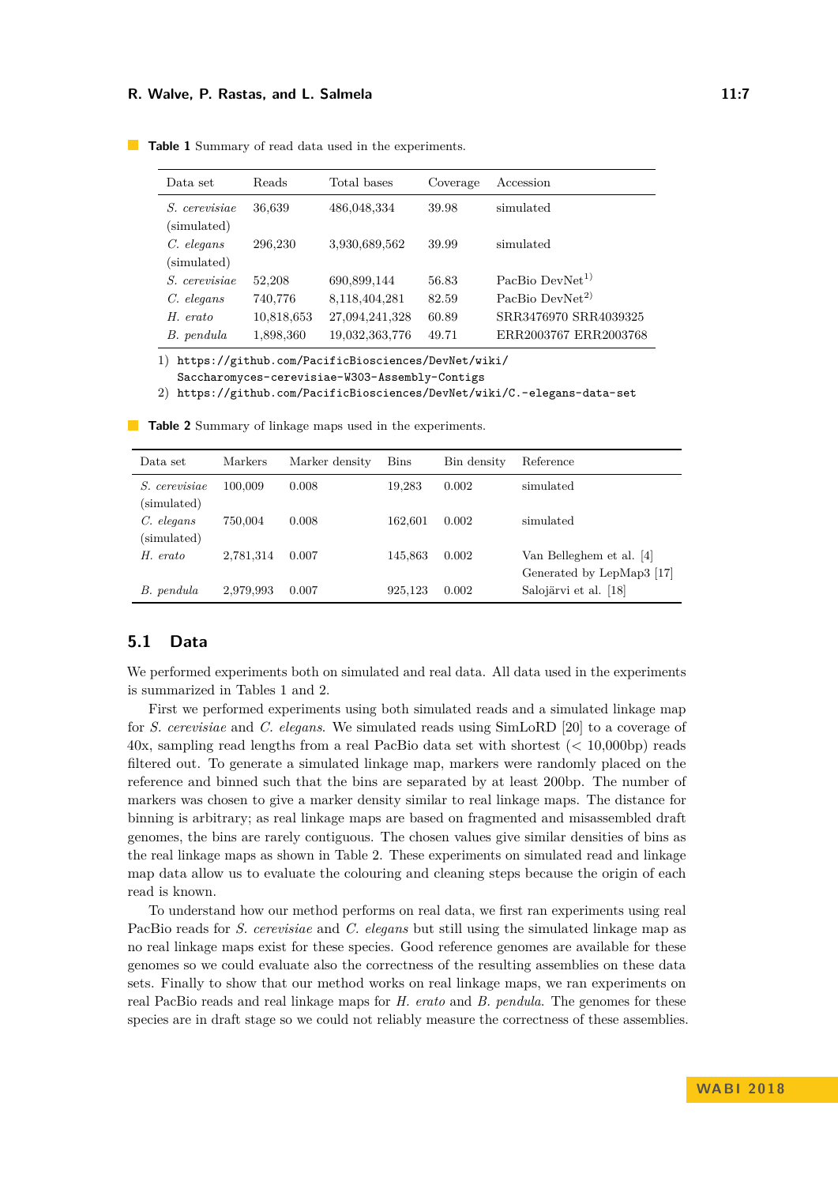**Table 1** Summary of read data used in the experiments.

| Data set | Reads | Total bases | Coverage | Accession |
|---|---|---|---|---|
| *S. cerevisiae* (simulated) | 36,639 | 486,048,334 | 39.98 | simulated |
| *C. elegans* (simulated) | 296,230 | 3,930,689,562 | 39.99 | simulated |
| *S. cerevisiae* | 52,208 | 690,899,144 | 56.83 | PacBio DevNet[1)] |
| *C. elegans* | 740,776 | 8,118,404,281 | 82.59 | PacBio DevNet[2)] |
| *H. erato* | 10,818,653 | 27,094,241,328 | 60.89 | SRR3476970 SRR4039325 |
| *B. pendula* | 1,898,360 | 19,032,363,776 | 49.71 | ERR2003767 ERR2003768 |

1) `https://github.com/PacificBiosciences/DevNet/wiki/Saccharomyces-cerevisiae-W303-Assembly-Contigs`
2) `https://github.com/PacificBiosciences/DevNet/wiki/C.-elegans-data-set`

**Table 2** Summary of linkage maps used in the experiments.

| Data set | Markers | Marker density | Bins | Bin density | Reference |
|---|---|---|---|---|---|
| *S. cerevisiae* (simulated) | 100,009 | 0.008 | 19,283 | 0.002 | simulated |
| *C. elegans* (simulated) | 750,004 | 0.008 | 162,601 | 0.002 | simulated |
| *H. erato* | 2,781,314 | 0.007 | 145,863 | 0.002 | Van Belleghem et al. [4] Generated by LepMap3 [17] |
| *B. pendula* | 2,979,993 | 0.007 | 925,123 | 0.002 | Salojärvi et al. [18] |

## 5.1 Data

We performed experiments both on simulated and real data. All data used in the experiments is summarized in Tables 1 and 2.

First we performed experiments using both simulated reads and a simulated linkage map for *S. cerevisiae* and *C. elegans*. We simulated reads using SimLoRD [20] to a coverage of 40x, sampling read lengths from a real PacBio data set with shortest (< 10,000bp) reads filtered out. To generate a simulated linkage map, markers were randomly placed on the reference and binned such that the bins are separated by at least 200bp. The number of markers was chosen to give a marker density similar to real linkage maps. The distance for binning is arbitrary; as real linkage maps are based on fragmented and misassembled draft genomes, the bins are rarely contiguous. The chosen values give similar densities of bins as the real linkage maps as shown in Table 2. These experiments on simulated read and linkage map data allow us to evaluate the colouring and cleaning steps because the origin of each read is known.

To understand how our method performs on real data, we first ran experiments using real PacBio reads for *S. cerevisiae* and *C. elegans* but still using the simulated linkage map as no real linkage maps exist for these species. Good reference genomes are available for these genomes so we could evaluate also the correctness of the resulting assemblies on these data sets. Finally to show that our method works on real linkage maps, we ran experiments on real PacBio reads and real linkage maps for *H. erato* and *B. pendula*. The genomes for these species are in draft stage so we could not reliably measure the correctness of these assemblies.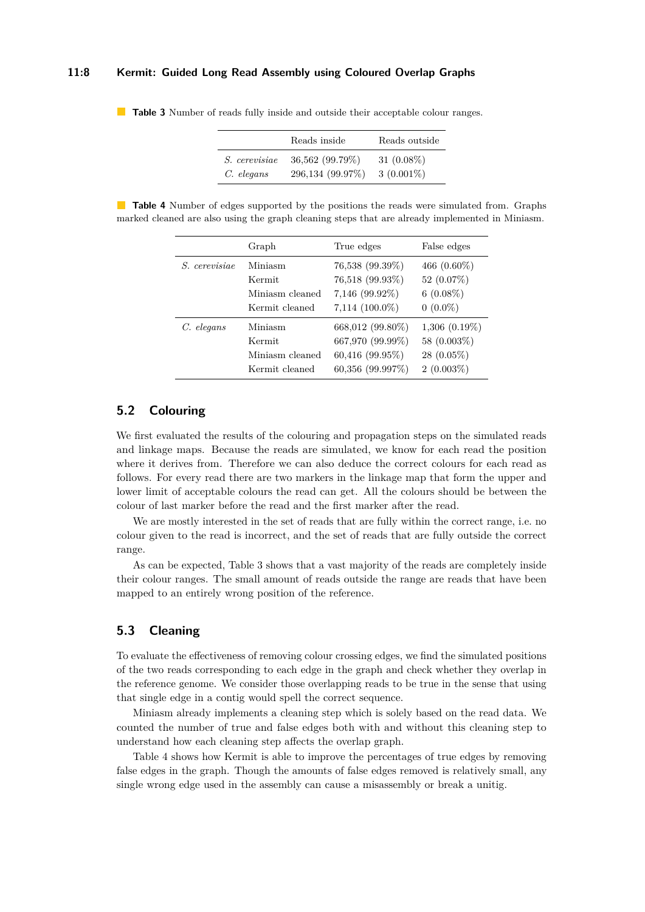**Table 3** Number of reads fully inside and outside their acceptable colour ranges.

| | Reads inside | Reads outside |
|---|---|---|
| *S. cerevisiae* | 36,562 (99.79%) | 31 (0.08%) |
| *C. elegans* | 296,134 (99.97%) | 3 (0.001%) |

**Table 4** Number of edges supported by the positions the reads were simulated from. Graphs marked cleaned are also using the graph cleaning steps that are already implemented in Miniasm.

| | Graph | True edges | False edges |
|---|---|---|---|
| *S. cerevisiae* | Miniasm | 76,538 (99.39%) | 466 (0.60%) |
| | Kermit | 76,518 (99.93%) | 52 (0.07%) |
| | Miniasm cleaned | 7,146 (99.92%) | 6 (0.08%) |
| | Kermit cleaned | 7,114 (100.0%) | 0 (0.0%) |
| *C. elegans* | Miniasm | 668,012 (99.80%) | 1,306 (0.19%) |
| | Kermit | 667,970 (99.99%) | 58 (0.003%) |
| | Miniasm cleaned | 60,416 (99.95%) | 28 (0.05%) |
| | Kermit cleaned | 60,356 (99.997%) | 2 (0.003%) |

## 5.2 Colouring

We first evaluated the results of the colouring and propagation steps on the simulated reads and linkage maps. Because the reads are simulated, we know for each read the position where it derives from. Therefore we can also deduce the correct colours for each read as follows. For every read there are two markers in the linkage map that form the upper and lower limit of acceptable colours the read can get. All the colours should be between the colour of last marker before the read and the first marker after the read.

We are mostly interested in the set of reads that are fully within the correct range, i.e. no colour given to the read is incorrect, and the set of reads that are fully outside the correct range.

As can be expected, Table 3 shows that a vast majority of the reads are completely inside their colour ranges. The small amount of reads outside the range are reads that have been mapped to an entirely wrong position of the reference.

## 5.3 Cleaning

To evaluate the effectiveness of removing colour crossing edges, we find the simulated positions of the two reads corresponding to each edge in the graph and check whether they overlap in the reference genome. We consider those overlapping reads to be true in the sense that using that single edge in a contig would spell the correct sequence.

Miniasm already implements a cleaning step which is solely based on the read data. We counted the number of true and false edges both with and without this cleaning step to understand how each cleaning step affects the overlap graph.

Table 4 shows how Kermit is able to improve the percentages of true edges by removing false edges in the graph. Though the amounts of false edges removed is relatively small, any single wrong edge used in the assembly can cause a misassembly or break a unitig.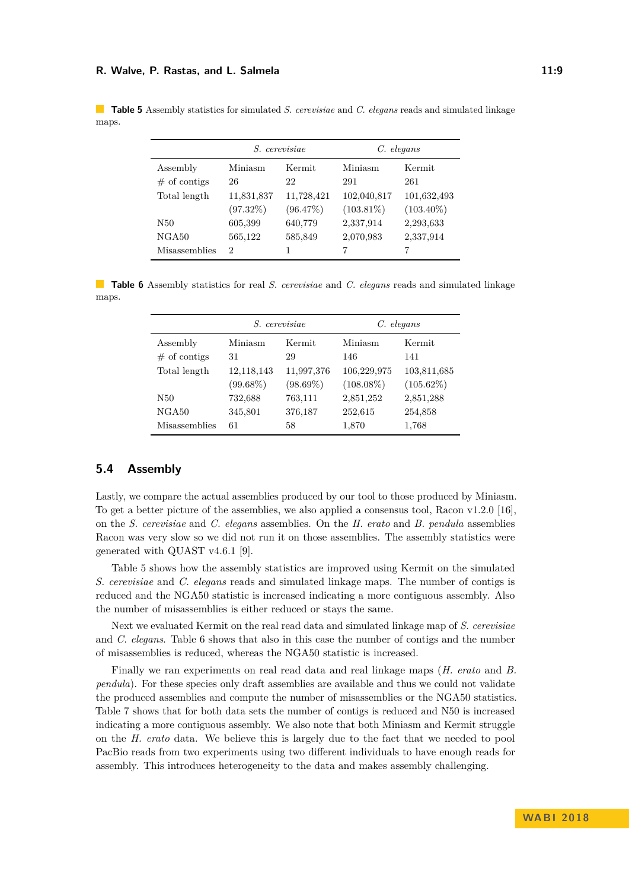**Table 5** Assembly statistics for simulated *S. cerevisiae* and *C. elegans* reads and simulated linkage maps.

| | *S. cerevisiae* | | *C. elegans* | |
|---|---|---|---|---|
| Assembly | Miniasm | Kermit | Miniasm | Kermit |
| # of contigs | 26 | 22 | 291 | 261 |
| Total length | 11,831,837 (97.32%) | 11,728,421 (96.47%) | 102,040,817 (103.81%) | 101,632,493 (103.40%) |
| N50 | 605,399 | 640,779 | 2,337,914 | 2,293,633 |
| NGA50 | 565,122 | 585,849 | 2,070,983 | 2,337,914 |
| Misassemblies | 2 | 1 | 7 | 7 |

**Table 6** Assembly statistics for real *S. cerevisiae* and *C. elegans* reads and simulated linkage maps.

| | *S. cerevisiae* | | *C. elegans* | |
|---|---|---|---|---|
| Assembly | Miniasm | Kermit | Miniasm | Kermit |
| # of contigs | 31 | 29 | 146 | 141 |
| Total length | 12,118,143 (99.68%) | 11,997,376 (98.69%) | 106,229,975 (108.08%) | 103,811,685 (105.62%) |
| N50 | 732,688 | 763,111 | 2,851,252 | 2,851,288 |
| NGA50 | 345,801 | 376,187 | 252,615 | 254,858 |
| Misassemblies | 61 | 58 | 1,870 | 1,768 |

## 5.4 Assembly

Lastly, we compare the actual assemblies produced by our tool to those produced by Miniasm. To get a better picture of the assemblies, we also applied a consensus tool, Racon v1.2.0 [16], on the *S. cerevisiae* and *C. elegans* assemblies. On the *H. erato* and *B. pendula* assemblies Racon was very slow so we did not run it on those assemblies. The assembly statistics were generated with QUAST v4.6.1 [9].

Table 5 shows how the assembly statistics are improved using Kermit on the simulated *S. cerevisiae* and *C. elegans* reads and simulated linkage maps. The number of contigs is reduced and the NGA50 statistic is increased indicating a more contiguous assembly. Also the number of misassemblies is either reduced or stays the same.

Next we evaluated Kermit on the real read data and simulated linkage map of *S. cerevisiae* and *C. elegans*. Table 6 shows that also in this case the number of contigs and the number of misassemblies is reduced, whereas the NGA50 statistic is increased.

Finally we ran experiments on real read data and real linkage maps (*H. erato* and *B. pendula*). For these species only draft assemblies are available and thus we could not validate the produced assemblies and compute the number of misassemblies or the NGA50 statistics. Table 7 shows that for both data sets the number of contigs is reduced and N50 is increased indicating a more contiguous assembly. We also note that both Miniasm and Kermit struggle on the *H. erato* data. We believe this is largely due to the fact that we needed to pool PacBio reads from two experiments using two different individuals to have enough reads for assembly. This introduces heterogeneity to the data and makes assembly challenging.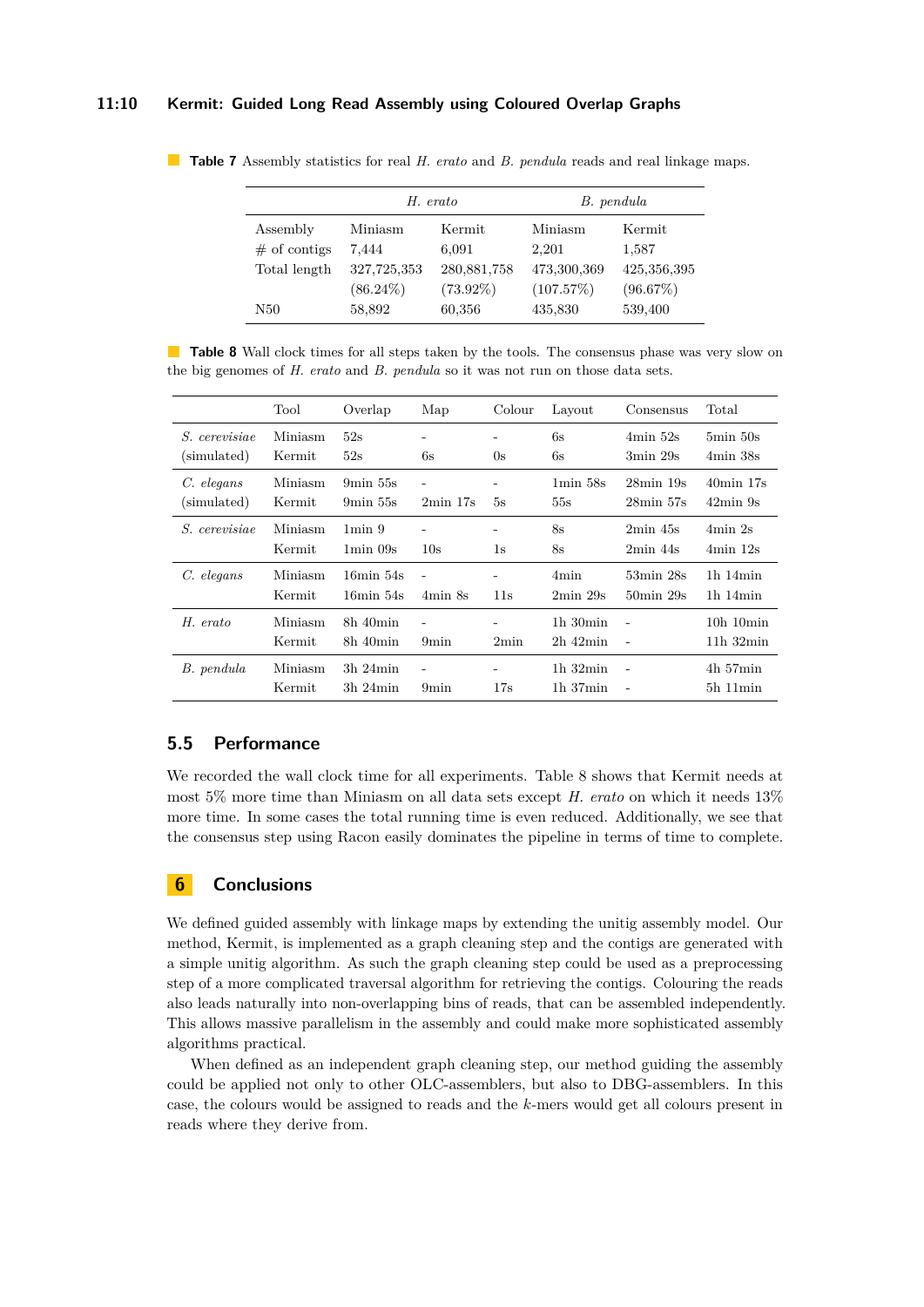**Table 7** Assembly statistics for real *H. erato* and *B. pendula* reads and real linkage maps.

| | *H. erato* | | *B. pendula* | |
|---|---|---|---|---|
| Assembly | Miniasm | Kermit | Miniasm | Kermit |
| # of contigs | 7,444 | 6,091 | 2,201 | 1,587 |
| Total length | 327,725,353 (86.24%) | 280,881,758 (73.92%) | 473,300,369 (107.57%) | 425,356,395 (96.67%) |
| N50 | 58,892 | 60,356 | 435,830 | 539,400 |

**Table 8** Wall clock times for all steps taken by the tools. The consensus phase was very slow on the big genomes of *H. erato* and *B. pendula* so it was not run on those data sets.

| | Tool | Overlap | Map | Colour | Layout | Consensus | Total |
|---|---|---|---|---|---|---|---|
| *S. cerevisiae* (simulated) | Miniasm | 52s | - | - | 6s | 4min 52s | 5min 50s |
| | Kermit | 52s | 6s | 0s | 6s | 3min 29s | 4min 38s |
| *C. elegans* (simulated) | Miniasm | 9min 55s | - | - | 1min 58s | 28min 19s | 40min 17s |
| | Kermit | 9min 55s | 2min 17s | 5s | 55s | 28min 57s | 42min 9s |
| *S. cerevisiae* | Miniasm | 1min 9 | - | - | 8s | 2min 45s | 4min 2s |
| | Kermit | 1min 09s | 10s | 1s | 8s | 2min 44s | 4min 12s |
| *C. elegans* | Miniasm | 16min 54s | - | - | 4min | 53min 28s | 1h 14min |
| | Kermit | 16min 54s | 4min 8s | 11s | 2min 29s | 50min 29s | 1h 14min |
| *H. erato* | Miniasm | 8h 40min | - | - | 1h 30min | - | 10h 10min |
| | Kermit | 8h 40min | 9min | 2min | 2h 42min | - | 11h 32min |
| *B. pendula* | Miniasm | 3h 24min | - | - | 1h 32min | - | 4h 57min |
| | Kermit | 3h 24min | 9min | 17s | 1h 37min | - | 5h 11min |

## 5.5 Performance

We recorded the wall clock time for all experiments. Table 8 shows that Kermit needs at most 5% more time than Miniasm on all data sets except *H. erato* on which it needs 13% more time. In some cases the total running time is even reduced. Additionally, we see that the consensus step using Racon easily dominates the pipeline in terms of time to complete.

# 6 Conclusions

We defined guided assembly with linkage maps by extending the unitig assembly model. Our method, Kermit, is implemented as a graph cleaning step and the contigs are generated with a simple unitig algorithm. As such the graph cleaning step could be used as a preprocessing step of a more complicated traversal algorithm for retrieving the contigs. Colouring the reads also leads naturally into non-overlapping bins of reads, that can be assembled independently. This allows massive parallelism in the assembly and could make more sophisticated assembly algorithms practical.

When defined as an independent graph cleaning step, our method guiding the assembly could be applied not only to other OLC-assemblers, but also to DBG-assemblers. In this case, the colours would be assigned to reads and the $k$-mers would get all colours present in reads where they derive from.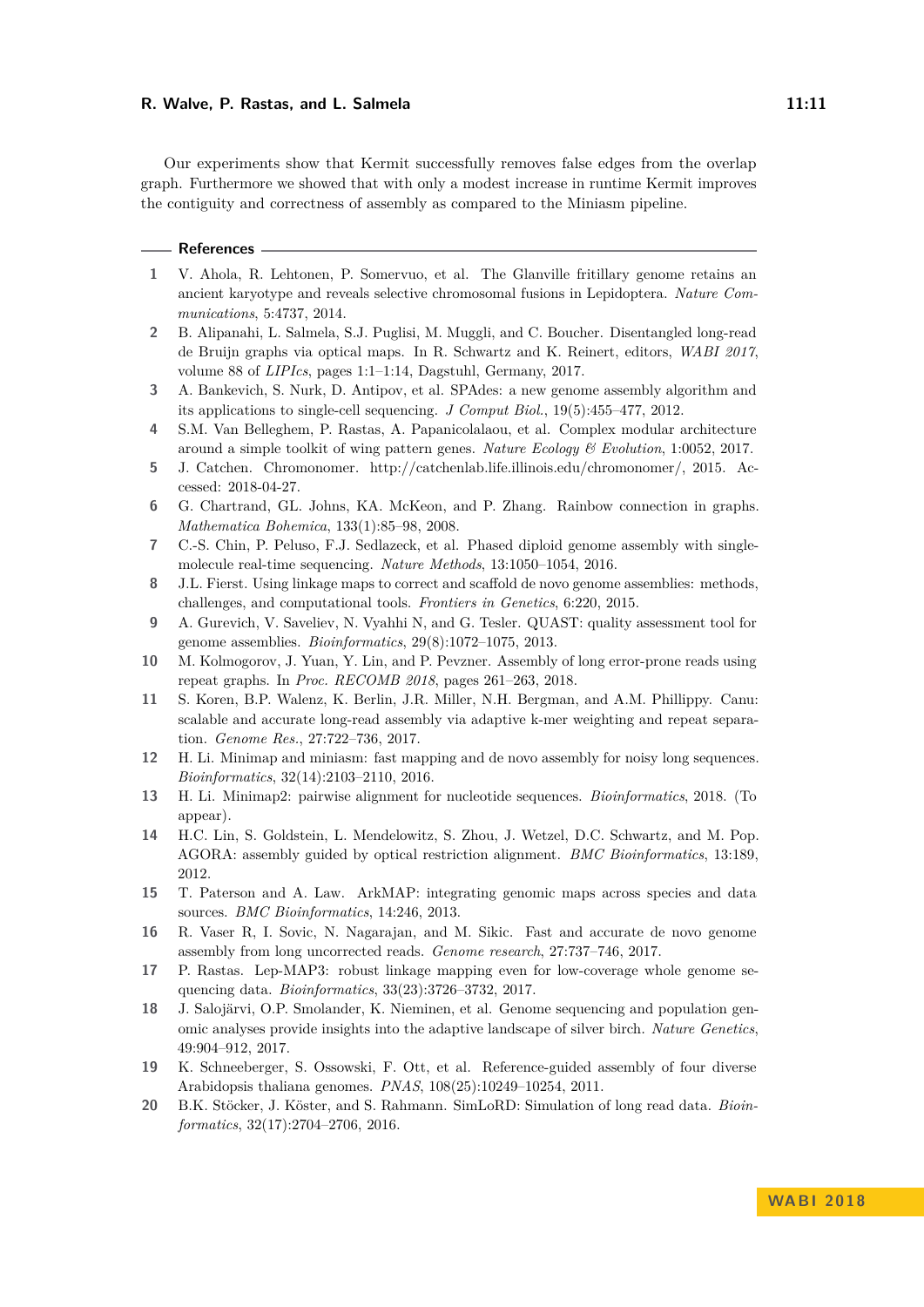Our experiments show that Kermit successfully removes false edges from the overlap graph. Furthermore we showed that with only a modest increase in runtime Kermit improves the contiguity and correctness of assembly as compared to the Miniasm pipeline.

## References

1. V. Ahola, R. Lehtonen, P. Somervuo, et al. The Glanville fritillary genome retains an ancient karyotype and reveals selective chromosomal fusions in Lepidoptera. *Nature Communications*, 5:4737, 2014.
2. B. Alipanahi, L. Salmela, S.J. Puglisi, M. Muggli, and C. Boucher. Disentangled long-read de Bruijn graphs via optical maps. In R. Schwartz and K. Reinert, editors, *WABI 2017*, volume 88 of *LIPIcs*, pages 1:1–1:14, Dagstuhl, Germany, 2017.
3. A. Bankevich, S. Nurk, D. Antipov, et al. SPAdes: a new genome assembly algorithm and its applications to single-cell sequencing. *J Comput Biol.*, 19(5):455–477, 2012.
4. S.M. Van Belleghem, P. Rastas, A. Papanicolalaou, et al. Complex modular architecture around a simple toolkit of wing pattern genes. *Nature Ecology & Evolution*, 1:0052, 2017.
5. J. Catchen. Chromonomer. http://catchenlab.life.illinois.edu/chromonomer/, 2015. Accessed: 2018-04-27.
6. G. Chartrand, GL. Johns, KA. McKeon, and P. Zhang. Rainbow connection in graphs. *Mathematica Bohemica*, 133(1):85–98, 2008.
7. C.-S. Chin, P. Peluso, F.J. Sedlazeck, et al. Phased diploid genome assembly with single-molecule real-time sequencing. *Nature Methods*, 13:1050–1054, 2016.
8. J.L. Fierst. Using linkage maps to correct and scaffold de novo genome assemblies: methods, challenges, and computational tools. *Frontiers in Genetics*, 6:220, 2015.
9. A. Gurevich, V. Saveliev, N. Vyahhi N, and G. Tesler. QUAST: quality assessment tool for genome assemblies. *Bioinformatics*, 29(8):1072–1075, 2013.
10. M. Kolmogorov, J. Yuan, Y. Lin, and P. Pevzner. Assembly of long error-prone reads using repeat graphs. In *Proc. RECOMB 2018*, pages 261–263, 2018.
11. S. Koren, B.P. Walenz, K. Berlin, J.R. Miller, N.H. Bergman, and A.M. Phillippy. Canu: scalable and accurate long-read assembly via adaptive k-mer weighting and repeat separation. *Genome Res.*, 27:722–736, 2017.
12. H. Li. Minimap and miniasm: fast mapping and de novo assembly for noisy long sequences. *Bioinformatics*, 32(14):2103–2110, 2016.
13. H. Li. Minimap2: pairwise alignment for nucleotide sequences. *Bioinformatics*, 2018. (To appear).
14. H.C. Lin, S. Goldstein, L. Mendelowitz, S. Zhou, J. Wetzel, D.C. Schwartz, and M. Pop. AGORA: assembly guided by optical restriction alignment. *BMC Bioinformatics*, 13:189, 2012.
15. T. Paterson and A. Law. ArkMAP: integrating genomic maps across species and data sources. *BMC Bioinformatics*, 14:246, 2013.
16. R. Vaser R, I. Sovic, N. Nagarajan, and M. Sikic. Fast and accurate de novo genome assembly from long uncorrected reads. *Genome research*, 27:737–746, 2017.
17. P. Rastas. Lep-MAP3: robust linkage mapping even for low-coverage whole genome sequencing data. *Bioinformatics*, 33(23):3726–3732, 2017.
18. J. Salojärvi, O.P. Smolander, K. Nieminen, et al. Genome sequencing and population genomic analyses provide insights into the adaptive landscape of silver birch. *Nature Genetics*, 49:904–912, 2017.
19. K. Schneeberger, S. Ossowski, F. Ott, et al. Reference-guided assembly of four diverse Arabidopsis thaliana genomes. *PNAS*, 108(25):10249–10254, 2011.
20. B.K. Stöcker, J. Köster, and S. Rahmann. SimLoRD: Simulation of long read data. *Bioinformatics*, 32(17):2704–2706, 2016.